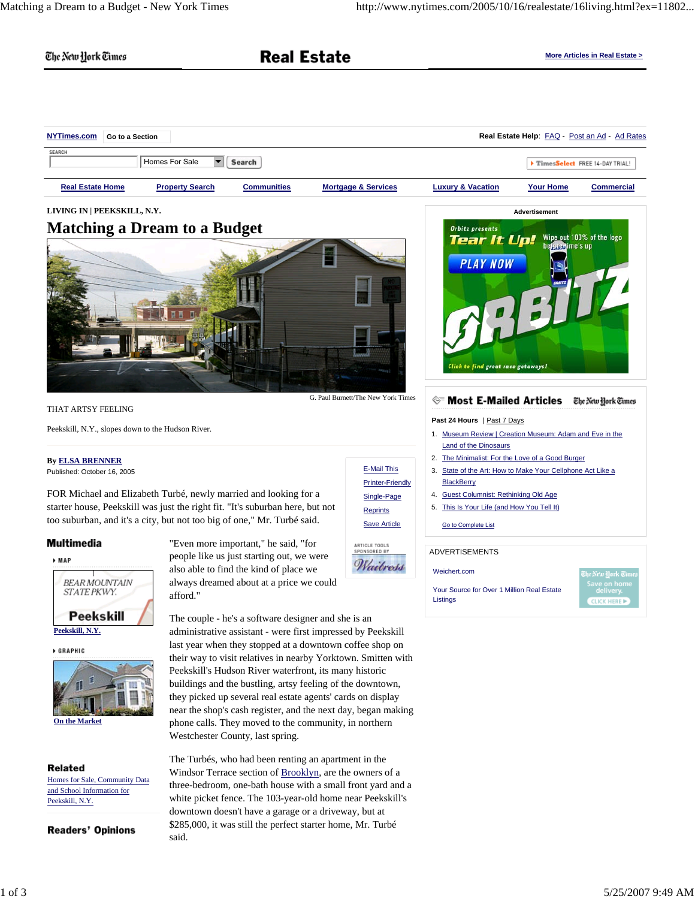LIVING IN | PEEKSKILL, N.Y.

# Matching a Dream to a Budget

G. Paul Burnett/The New York Times

THAT ARTSY FEELING

Peekskill, N.Y., slopes down to the Hudson River.

By ELSA BRENNER

Published: October 16, 2005

FOR Michael and Elizabeth Turbé, newly married and looking for a starter house, Peekskill was just the right fit. "It's suburban here, but not too suburban, and it's a city, but not too big of one," Mr. Turbé said.

"Even more important," he said, "for people like us just starting out, we were also able to find the kind of place we always dreamed about at a price we could afford."

The couple - he's a software designer and she is an administrative assistant - were first impressed by Peekskill last year when they stopped at a downtown coffee shop on their way to visit relatives in nearby Yorktown. Smitten with Peekskill's Hudson River waterfront, its many historic buildings and the bustling, artsy feeling of the downtown, they picked up several real estate agents' cards on display near the shop's cash register, and the next day, began making phone calls. They moved to the community, in northern Westchester County, last spring.

The Turbés, who had been renting an apartment in the Windsor Terrace section of Brooklyn, are the owners of a three-bedroom, one-bath house with a small front yard and a white picket fence. The 103-year-old home near Peekskill's downtown doesn't have a garage or a driveway, but at $285,000, it was still the perfect starter home, Mr. Turbé said.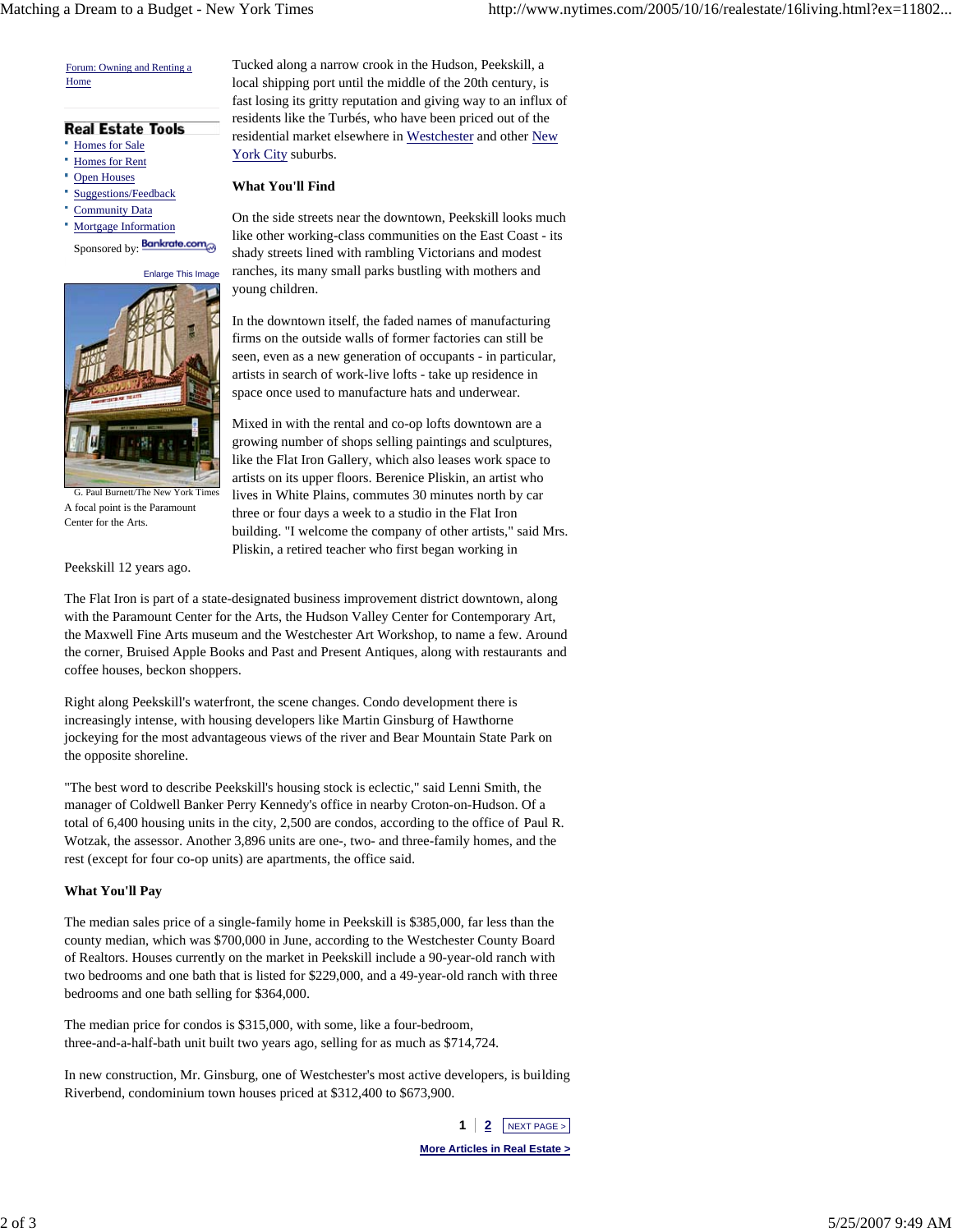Forum: Owning and Renting a Home

**Real Estate Tools**

- Homes for Sale
- Homes for Rent
- Open Houses
- Suggestions/Feedback
- Community Data
- Mortgage Information

Sponsored by: Bankrate.com

Enlarge This Image

G. Paul Burnett/The New York Times

A focal point is the Paramount Center for the Arts.

Tucked along a narrow crook in the Hudson, Peekskill, a local shipping port until the middle of the 20th century, is fast losing its gritty reputation and giving way to an influx of residents like the Turbés, who have been priced out of the residential market elsewhere in Westchester and other New York City suburbs.

**What You'll Find**

On the side streets near the downtown, Peekskill looks much like other working-class communities on the East Coast - its shady streets lined with rambling Victorians and modest ranches, its many small parks bustling with mothers and young children.

In the downtown itself, the faded names of manufacturing firms on the outside walls of former factories can still be seen, even as a new generation of occupants - in particular, artists in search of work-live lofts - take up residence in space once used to manufacture hats and underwear.

Mixed in with the rental and co-op lofts downtown are a growing number of shops selling paintings and sculptures, like the Flat Iron Gallery, which also leases work space to artists on its upper floors. Berenice Pliskin, an artist who lives in White Plains, commutes 30 minutes north by car three or four days a week to a studio in the Flat Iron building. "I welcome the company of other artists," said Mrs. Pliskin, a retired teacher who first began working in Peekskill 12 years ago.

The Flat Iron is part of a state-designated business improvement district downtown, along with the Paramount Center for the Arts, the Hudson Valley Center for Contemporary Art, the Maxwell Fine Arts museum and the Westchester Art Workshop, to name a few. Around the corner, Bruised Apple Books and Past and Present Antiques, along with restaurants and coffee houses, beckon shoppers.

Right along Peekskill's waterfront, the scene changes. Condo development there is increasingly intense, with housing developers like Martin Ginsburg of Hawthorne jockeying for the most advantageous views of the river and Bear Mountain State Park on the opposite shoreline.

"The best word to describe Peekskill's housing stock is eclectic," said Lenni Smith, the manager of Coldwell Banker Perry Kennedy's office in nearby Croton-on-Hudson. Of a total of 6,400 housing units in the city, 2,500 are condos, according to the office of Paul R. Wotzak, the assessor. Another 3,896 units are one-, two- and three-family homes, and the rest (except for four co-op units) are apartments, the office said.

**What You'll Pay**

The median sales price of a single-family home in Peekskill is $385,000, far less than the county median, which was $700,000 in June, according to the Westchester County Board of Realtors. Houses currently on the market in Peekskill include a 90-year-old ranch with two bedrooms and one bath that is listed for $229,000, and a 49-year-old ranch with three bedrooms and one bath selling for $364,000.

The median price for condos is $315,000, with some, like a four-bedroom, three-and-a-half-bath unit built two years ago, selling for as much as $714,724.

In new construction, Mr. Ginsburg, one of Westchester's most active developers, is building Riverbend, condominium town houses priced at $312,400 to $673,900.

1 | 2 NEXT PAGE >

More Articles in Real Estate >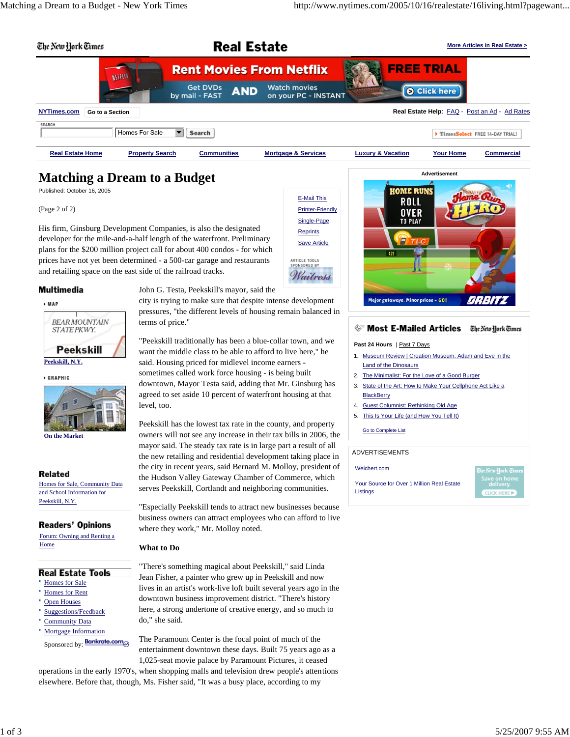# Matching a Dream to a Budget

Published: October 16, 2005

(Page 2 of 2)

His firm, Ginsburg Development Companies, is also the designated developer for the mile-and-a-half length of the waterfront. Preliminary plans for the $200 million project call for about 400 condos - for which prices have not yet been determined - a 500-car garage and restaurants and retailing space on the east side of the railroad tracks.

John G. Testa, Peekskill's mayor, said the city is trying to make sure that despite intense development pressures, "the different levels of housing remain balanced in terms of price."

"Peekskill traditionally has been a blue-collar town, and we want the middle class to be able to afford to live here," he said. Housing priced for midlevel income earners - sometimes called work force housing - is being built downtown, Mayor Testa said, adding that Mr. Ginsburg has agreed to set aside 10 percent of waterfront housing at that level, too.

Peekskill has the lowest tax rate in the county, and property owners will not see any increase in their tax bills in 2006, the mayor said. The steady tax rate is in large part a result of all the new retailing and residential development taking place in the city in recent years, said Bernard M. Molloy, president of the Hudson Valley Gateway Chamber of Commerce, which serves Peekskill, Cortlandt and neighboring communities.

"Especially Peekskill tends to attract new businesses because business owners can attract employees who can afford to live where they work," Mr. Molloy noted.

**What to Do**

"There's something magical about Peekskill," said Linda Jean Fisher, a painter who grew up in Peekskill and now lives in an artist's work-live loft built several years ago in the downtown business improvement district. "There's history here, a strong undertone of creative energy, and so much to do," she said.

The Paramount Center is the focal point of much of the entertainment downtown these days. Built 75 years ago as a 1,025-seat movie palace by Paramount Pictures, it ceased operations in the early 1970's, when shopping malls and television drew people's attentions elsewhere. Before that, though, Ms. Fisher said, "It was a busy place, according to my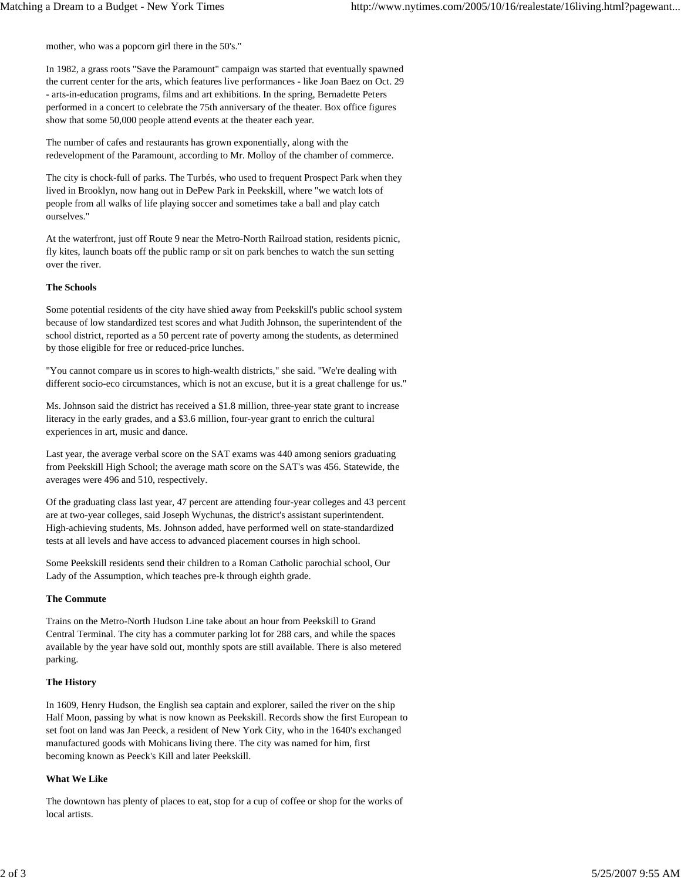mother, who was a popcorn girl there in the 50's."

In 1982, a grass roots "Save the Paramount" campaign was started that eventually spawned the current center for the arts, which features live performances - like Joan Baez on Oct. 29 - arts-in-education programs, films and art exhibitions. In the spring, Bernadette Peters performed in a concert to celebrate the 75th anniversary of the theater. Box office figures show that some 50,000 people attend events at the theater each year.

The number of cafes and restaurants has grown exponentially, along with the redevelopment of the Paramount, according to Mr. Molloy of the chamber of commerce.

The city is chock-full of parks. The Turbés, who used to frequent Prospect Park when they lived in Brooklyn, now hang out in DePew Park in Peekskill, where "we watch lots of people from all walks of life playing soccer and sometimes take a ball and play catch ourselves."

At the waterfront, just off Route 9 near the Metro-North Railroad station, residents picnic, fly kites, launch boats off the public ramp or sit on park benches to watch the sun setting over the river.

**The Schools**

Some potential residents of the city have shied away from Peekskill's public school system because of low standardized test scores and what Judith Johnson, the superintendent of the school district, reported as a 50 percent rate of poverty among the students, as determined by those eligible for free or reduced-price lunches.

"You cannot compare us in scores to high-wealth districts," she said. "We're dealing with different socio-eco circumstances, which is not an excuse, but it is a great challenge for us."

Ms. Johnson said the district has received a $1.8 million, three-year state grant to increase literacy in the early grades, and a $3.6 million, four-year grant to enrich the cultural experiences in art, music and dance.

Last year, the average verbal score on the SAT exams was 440 among seniors graduating from Peekskill High School; the average math score on the SAT's was 456. Statewide, the averages were 496 and 510, respectively.

Of the graduating class last year, 47 percent are attending four-year colleges and 43 percent are at two-year colleges, said Joseph Wychunas, the district's assistant superintendent. High-achieving students, Ms. Johnson added, have performed well on state-standardized tests at all levels and have access to advanced placement courses in high school.

Some Peekskill residents send their children to a Roman Catholic parochial school, Our Lady of the Assumption, which teaches pre-k through eighth grade.

**The Commute**

Trains on the Metro-North Hudson Line take about an hour from Peekskill to Grand Central Terminal. The city has a commuter parking lot for 288 cars, and while the spaces available by the year have sold out, monthly spots are still available. There is also metered parking.

**The History**

In 1609, Henry Hudson, the English sea captain and explorer, sailed the river on the ship Half Moon, passing by what is now known as Peekskill. Records show the first European to set foot on land was Jan Peeck, a resident of New York City, who in the 1640's exchanged manufactured goods with Mohicans living there. The city was named for him, first becoming known as Peeck's Kill and later Peekskill.

**What We Like**

The downtown has plenty of places to eat, stop for a cup of coffee or shop for the works of local artists.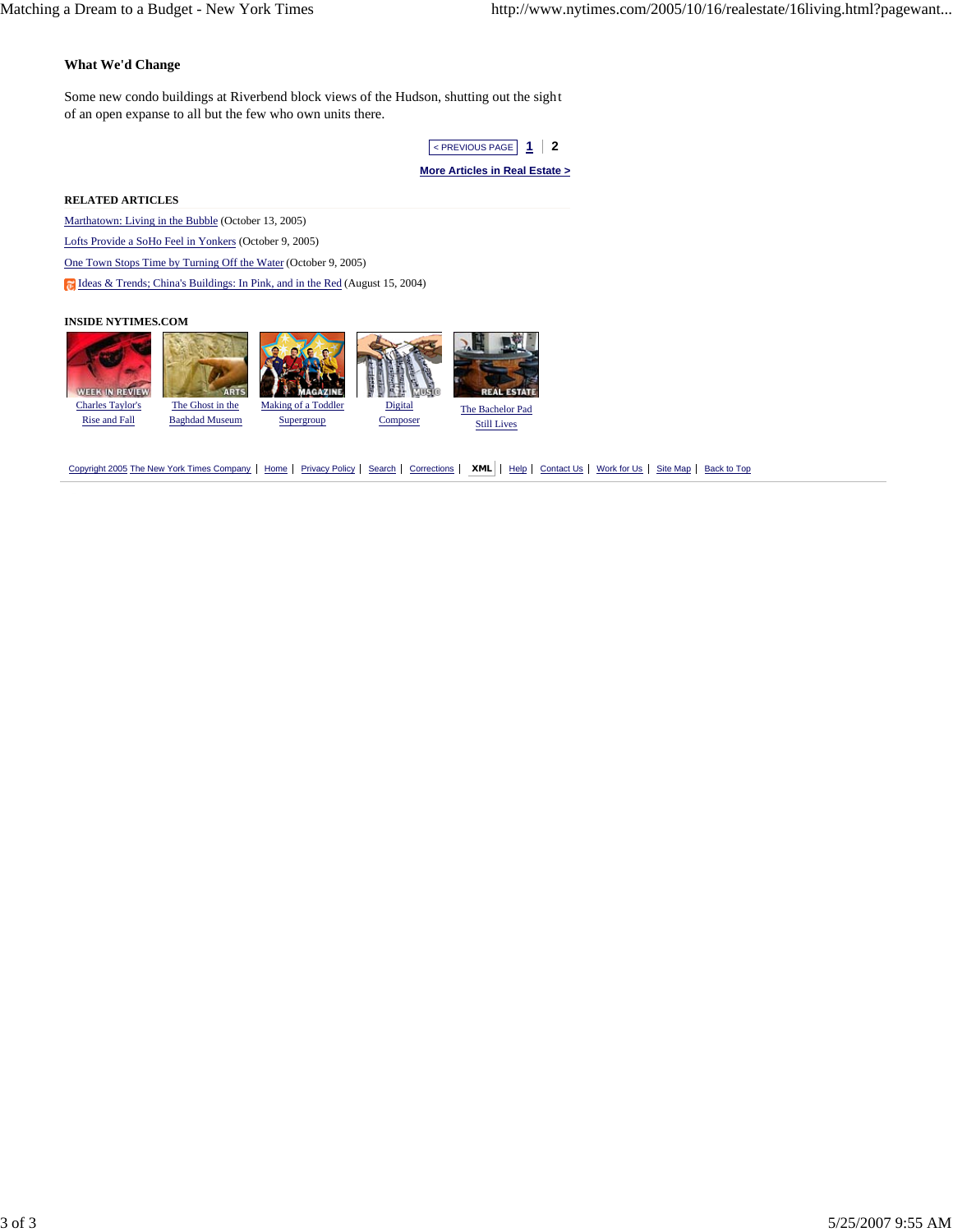### What We'd Change

Some new condo buildings at Riverbend block views of the Hudson, shutting out the sight of an open expanse to all but the few who own units there.

< PREVIOUS PAGE | 1 | 2

More Articles in Real Estate >

**RELATED ARTICLES**

- Marthatown: Living in the Bubble (October 13, 2005)
- Lofts Provide a SoHo Feel in Yonkers (October 9, 2005)
- One Town Stops Time by Turning Off the Water (October 9, 2005)
- Ideas & Trends; China's Buildings: In Pink, and in the Red (August 15, 2004)

**INSIDE NYTIMES.COM**

- WEEK IN REVIEW: Charles Taylor's Rise and Fall
- ARTS: The Ghost in the Baghdad Museum
- MAGAZINE: Making of a Toddler Supergroup
- MUSIC: Digital Composer
- REAL ESTATE: The Bachelor Pad Still Lives

Copyright 2005 The New York Times Company | Home | Privacy Policy | Search | Corrections | XML | Help | Contact Us | Work for Us | Site Map | Back to Top